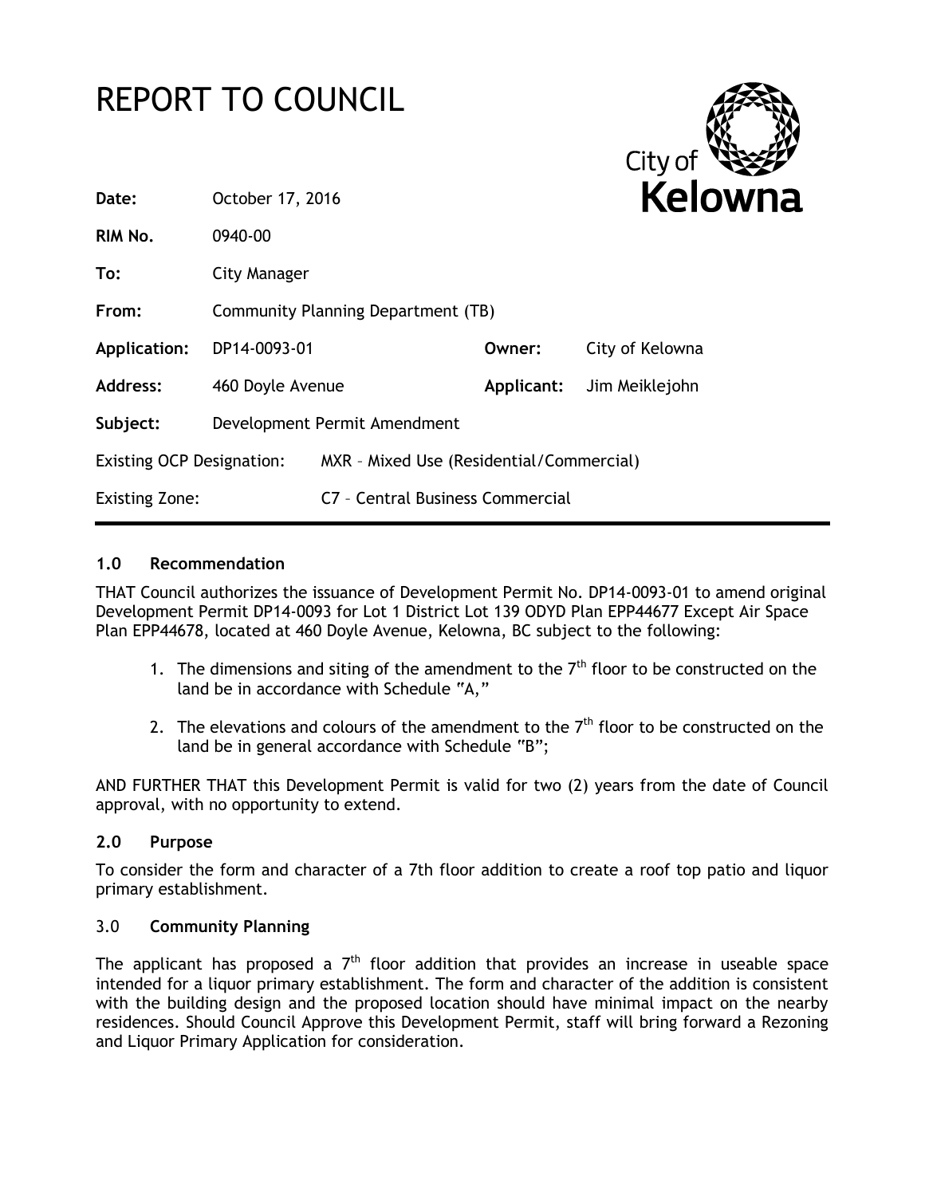# REPORT TO COUNCIL

| | | | |
|---|---|---|---|
| **Date:** | October 17, 2016 | | |
| **RIM No.** | 0940-00 | | |
| **To:** | City Manager | | |
| **From:** | Community Planning Department (TB) | | |
| **Application:** | DP14-0093-01 | **Owner:** | City of Kelowna |
| **Address:** | 460 Doyle Avenue | **Applicant:** | Jim Meiklejohn |
| **Subject:** | Development Permit Amendment | | |
| Existing OCP Designation: | MXR – Mixed Use (Residential/Commercial) | | |
| Existing Zone: | C7 – Central Business Commercial | | |

## 1.0 Recommendation

THAT Council authorizes the issuance of Development Permit No. DP14-0093-01 to amend original Development Permit DP14-0093 for Lot 1 District Lot 139 ODYD Plan EPP44677 Except Air Space Plan EPP44678, located at 460 Doyle Avenue, Kelowna, BC subject to the following:

1. The dimensions and siting of the amendment to the 7th floor to be constructed on the land be in accordance with Schedule "A,"

2. The elevations and colours of the amendment to the 7th floor to be constructed on the land be in general accordance with Schedule "B";

AND FURTHER THAT this Development Permit is valid for two (2) years from the date of Council approval, with no opportunity to extend.

## 2.0 Purpose

To consider the form and character of a 7th floor addition to create a roof top patio and liquor primary establishment.

## 3.0 Community Planning

The applicant has proposed a 7th floor addition that provides an increase in useable space intended for a liquor primary establishment. The form and character of the addition is consistent with the building design and the proposed location should have minimal impact on the nearby residences. Should Council Approve this Development Permit, staff will bring forward a Rezoning and Liquor Primary Application for consideration.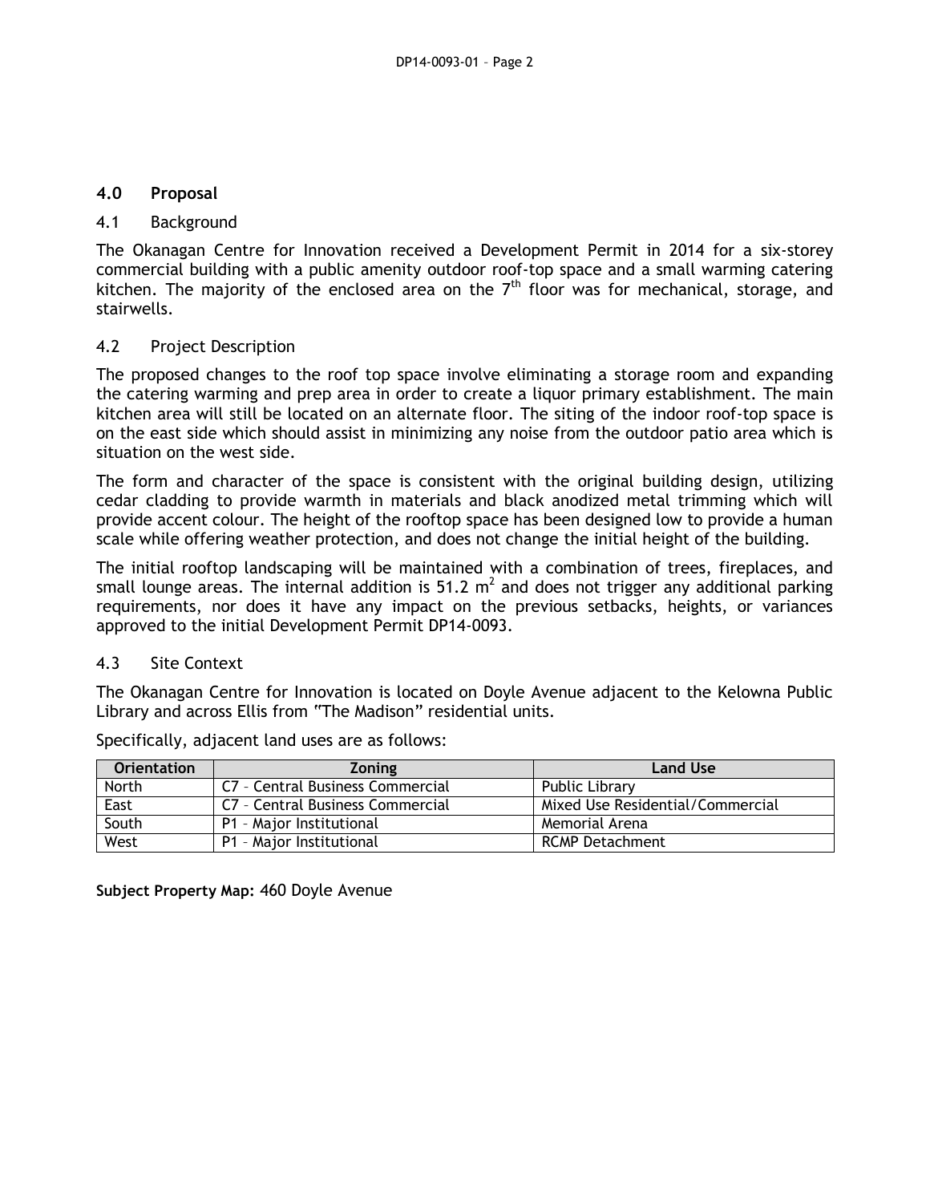## 4.0 Proposal

### 4.1 Background

The Okanagan Centre for Innovation received a Development Permit in 2014 for a six-storey commercial building with a public amenity outdoor roof-top space and a small warming catering kitchen. The majority of the enclosed area on the 7th floor was for mechanical, storage, and stairwells.

### 4.2 Project Description

The proposed changes to the roof top space involve eliminating a storage room and expanding the catering warming and prep area in order to create a liquor primary establishment. The main kitchen area will still be located on an alternate floor. The siting of the indoor roof-top space is on the east side which should assist in minimizing any noise from the outdoor patio area which is situation on the west side.

The form and character of the space is consistent with the original building design, utilizing cedar cladding to provide warmth in materials and black anodized metal trimming which will provide accent colour. The height of the rooftop space has been designed low to provide a human scale while offering weather protection, and does not change the initial height of the building.

The initial rooftop landscaping will be maintained with a combination of trees, fireplaces, and small lounge areas. The internal addition is 51.2 $m^2$ and does not trigger any additional parking requirements, nor does it have any impact on the previous setbacks, heights, or variances approved to the initial Development Permit DP14-0093.

### 4.3 Site Context

The Okanagan Centre for Innovation is located on Doyle Avenue adjacent to the Kelowna Public Library and across Ellis from "The Madison" residential units.

Specifically, adjacent land uses are as follows:

| Orientation | Zoning | Land Use |
|---|---|---|
| North | C7 – Central Business Commercial | Public Library |
| East | C7 – Central Business Commercial | Mixed Use Residential/Commercial |
| South | P1 – Major Institutional | Memorial Arena |
| West | P1 – Major Institutional | RCMP Detachment |

**Subject Property Map:** 460 Doyle Avenue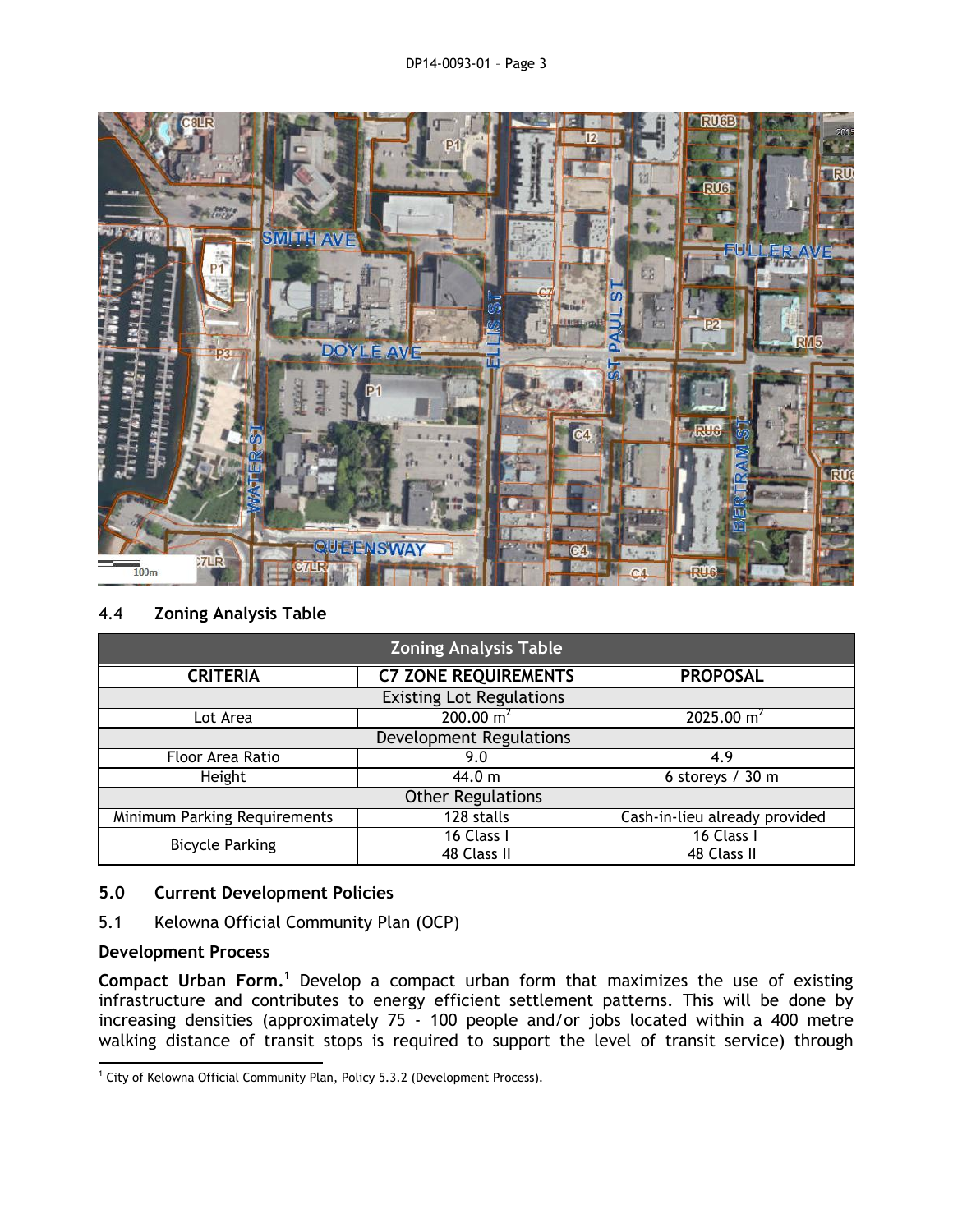## 4.4 Zoning Analysis Table

| Zoning Analysis Table | | |
|---|---|---|
| **CRITERIA** | **C7 ZONE REQUIREMENTS** | **PROPOSAL** |
| Existing Lot Regulations | | |
| Lot Area | 200.00 m$^2$ | 2025.00 m$^2$ |
| Development Regulations | | |
| Floor Area Ratio | 9.0 | 4.9 |
| Height | 44.0 m | 6 storeys / 30 m |
| Other Regulations | | |
| Minimum Parking Requirements | 128 stalls | Cash-in-lieu already provided |
| Bicycle Parking | 16 Class I<br>48 Class II | 16 Class I<br>48 Class II |

## 5.0 Current Development Policies

### 5.1 Kelowna Official Community Plan (OCP)

**Development Process**

**Compact Urban Form.**[1] Develop a compact urban form that maximizes the use of existing infrastructure and contributes to energy efficient settlement patterns. This will be done by increasing densities (approximately 75 - 100 people and/or jobs located within a 400 metre walking distance of transit stops is required to support the level of transit service) through

[1] City of Kelowna Official Community Plan, Policy 5.3.2 (Development Process).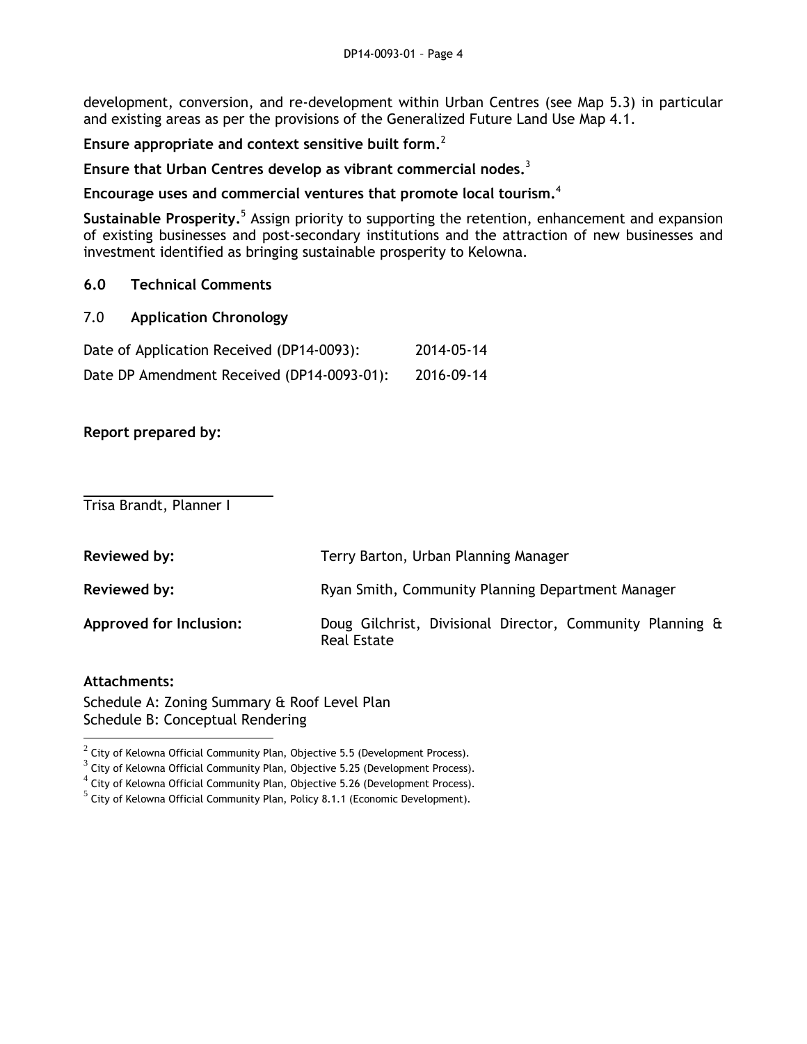development, conversion, and re-development within Urban Centres (see Map 5.3) in particular and existing areas as per the provisions of the Generalized Future Land Use Map 4.1.

**Ensure appropriate and context sensitive built form.**[2]

**Ensure that Urban Centres develop as vibrant commercial nodes.**[3]

**Encourage uses and commercial ventures that promote local tourism.**[4]

**Sustainable Prosperity.**[5] Assign priority to supporting the retention, enhancement and expansion of existing businesses and post-secondary institutions and the attraction of new businesses and investment identified as bringing sustainable prosperity to Kelowna.

## 6.0 Technical Comments

## 7.0 Application Chronology

| | |
|---|---|
| Date of Application Received (DP14-0093): | 2014-05-14 |
| Date DP Amendment Received (DP14-0093-01): | 2016-09-14 |

**Report prepared by:**

Trisa Brandt, Planner I

| | |
|---|---|
| **Reviewed by:** | Terry Barton, Urban Planning Manager |
| **Reviewed by:** | Ryan Smith, Community Planning Department Manager |
| **Approved for Inclusion:** | Doug Gilchrist, Divisional Director, Community Planning & Real Estate |

**Attachments:**

Schedule A: Zoning Summary & Roof Level Plan
Schedule B: Conceptual Rendering

[2] City of Kelowna Official Community Plan, Objective 5.5 (Development Process).
[3] City of Kelowna Official Community Plan, Objective 5.25 (Development Process).
[4] City of Kelowna Official Community Plan, Objective 5.26 (Development Process).
[5] City of Kelowna Official Community Plan, Policy 8.1.1 (Economic Development).